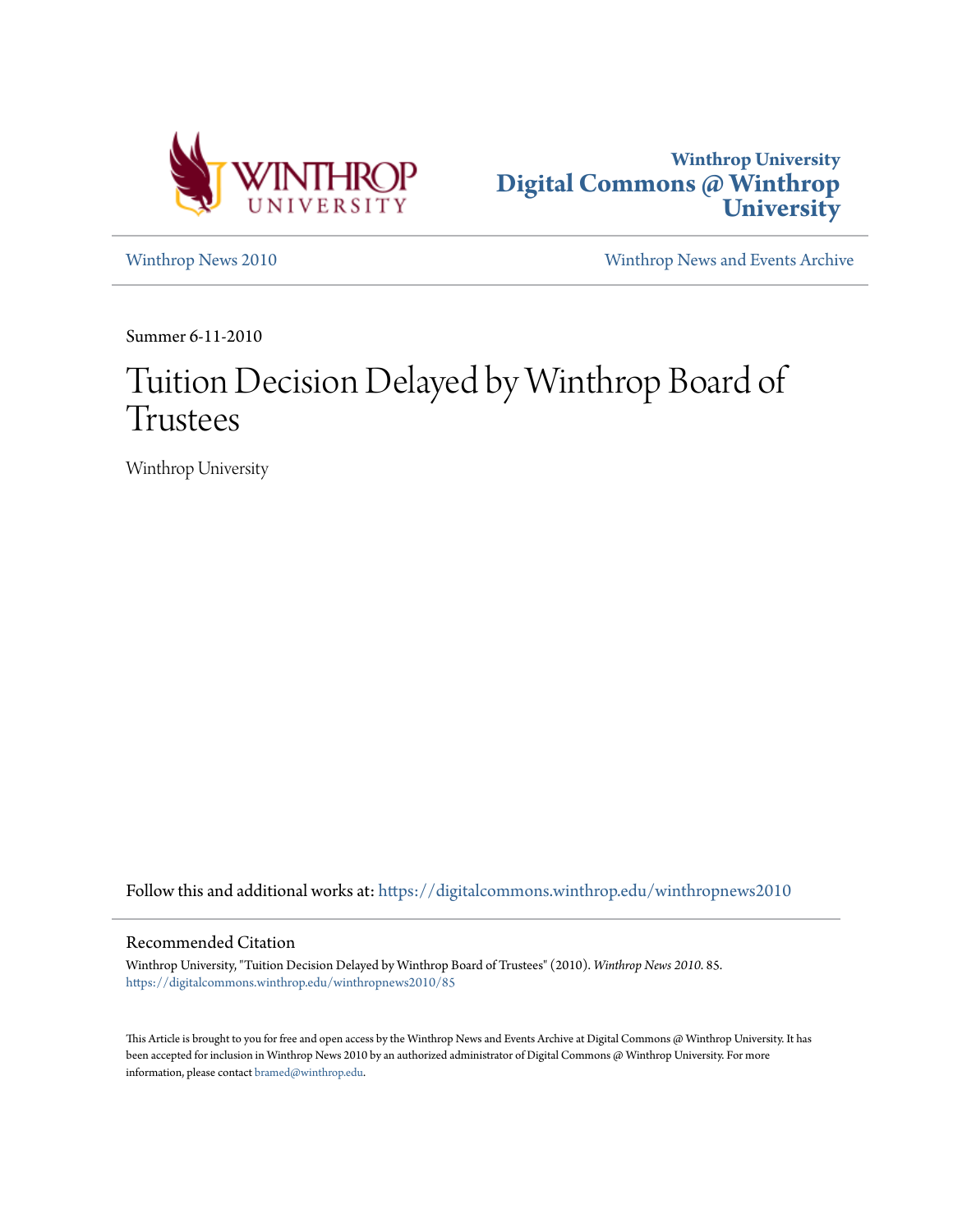Winthrop University
**Digital Commons @ Winthrop University**

Winthrop News 2010

Winthrop News and Events Archive

Summer 6-11-2010

# Tuition Decision Delayed by Winthrop Board of Trustees

Winthrop University

Follow this and additional works at: https://digitalcommons.winthrop.edu/winthropnews2010

## Recommended Citation

Winthrop University, "Tuition Decision Delayed by Winthrop Board of Trustees" (2010). *Winthrop News 2010*. 85.
https://digitalcommons.winthrop.edu/winthropnews2010/85

This Article is brought to you for free and open access by the Winthrop News and Events Archive at Digital Commons @ Winthrop University. It has been accepted for inclusion in Winthrop News 2010 by an authorized administrator of Digital Commons @ Winthrop University. For more information, please contact bramed@winthrop.edu.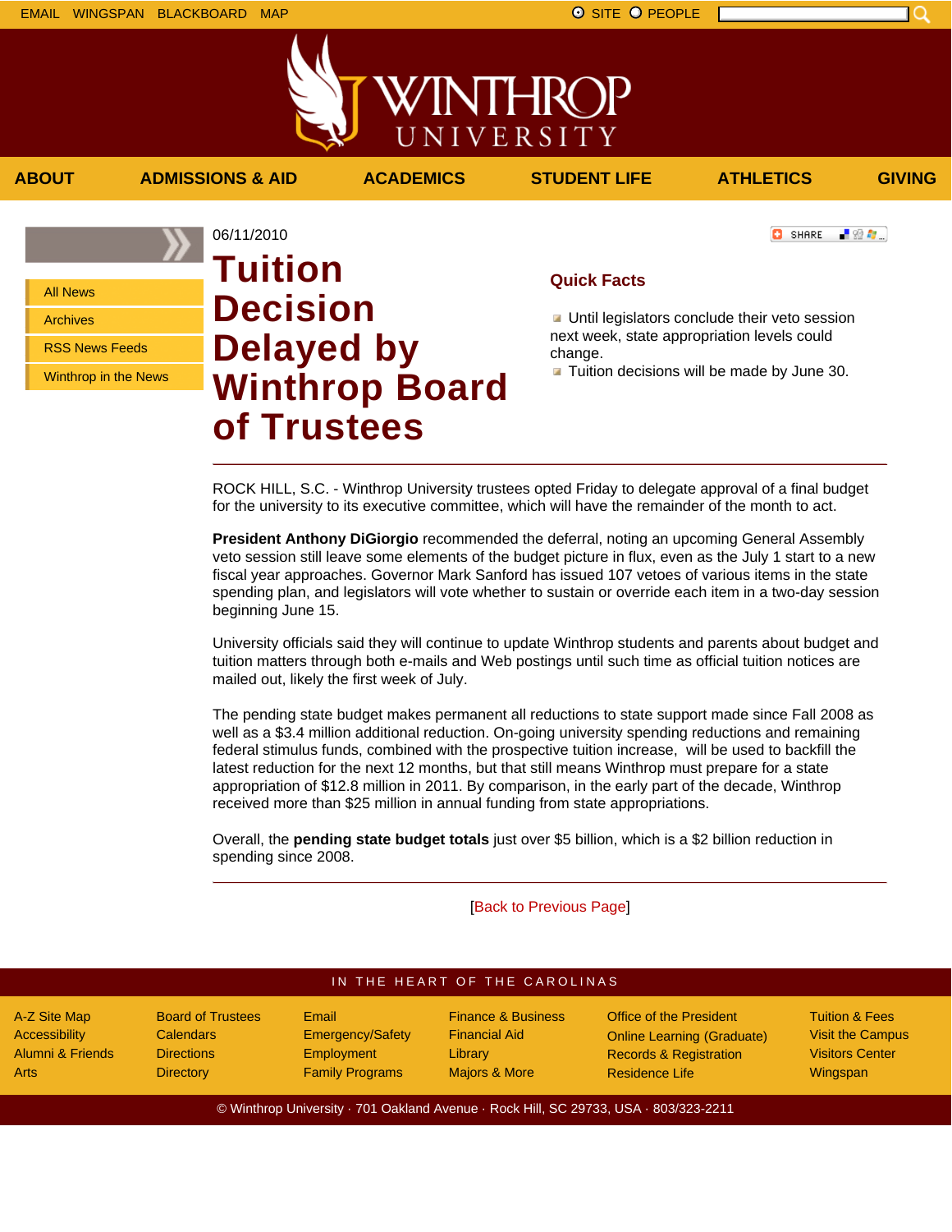06/11/2010

# Tuition Decision Delayed by Winthrop Board of Trustees

## Quick Facts

- Until legislators conclude their veto session next week, state appropriation levels could change.
- Tuition decisions will be made by June 30.

ROCK HILL, S.C. - Winthrop University trustees opted Friday to delegate approval of a final budget for the university to its executive committee, which will have the remainder of the month to act.

**President Anthony DiGiorgio** recommended the deferral, noting an upcoming General Assembly veto session still leave some elements of the budget picture in flux, even as the July 1 start to a new fiscal year approaches. Governor Mark Sanford has issued 107 vetoes of various items in the state spending plan, and legislators will vote whether to sustain or override each item in a two-day session beginning June 15.

University officials said they will continue to update Winthrop students and parents about budget and tuition matters through both e-mails and Web postings until such time as official tuition notices are mailed out, likely the first week of July.

The pending state budget makes permanent all reductions to state support made since Fall 2008 as well as a $3.4 million additional reduction. On-going university spending reductions and remaining federal stimulus funds, combined with the prospective tuition increase, will be used to backfill the latest reduction for the next 12 months, but that still means Winthrop must prepare for a state appropriation of $12.8 million in 2011. By comparison, in the early part of the decade, Winthrop received more than $25 million in annual funding from state appropriations.

Overall, the **pending state budget totals** just over $5 billion, which is a $2 billion reduction in spending since 2008.

[Back to Previous Page]